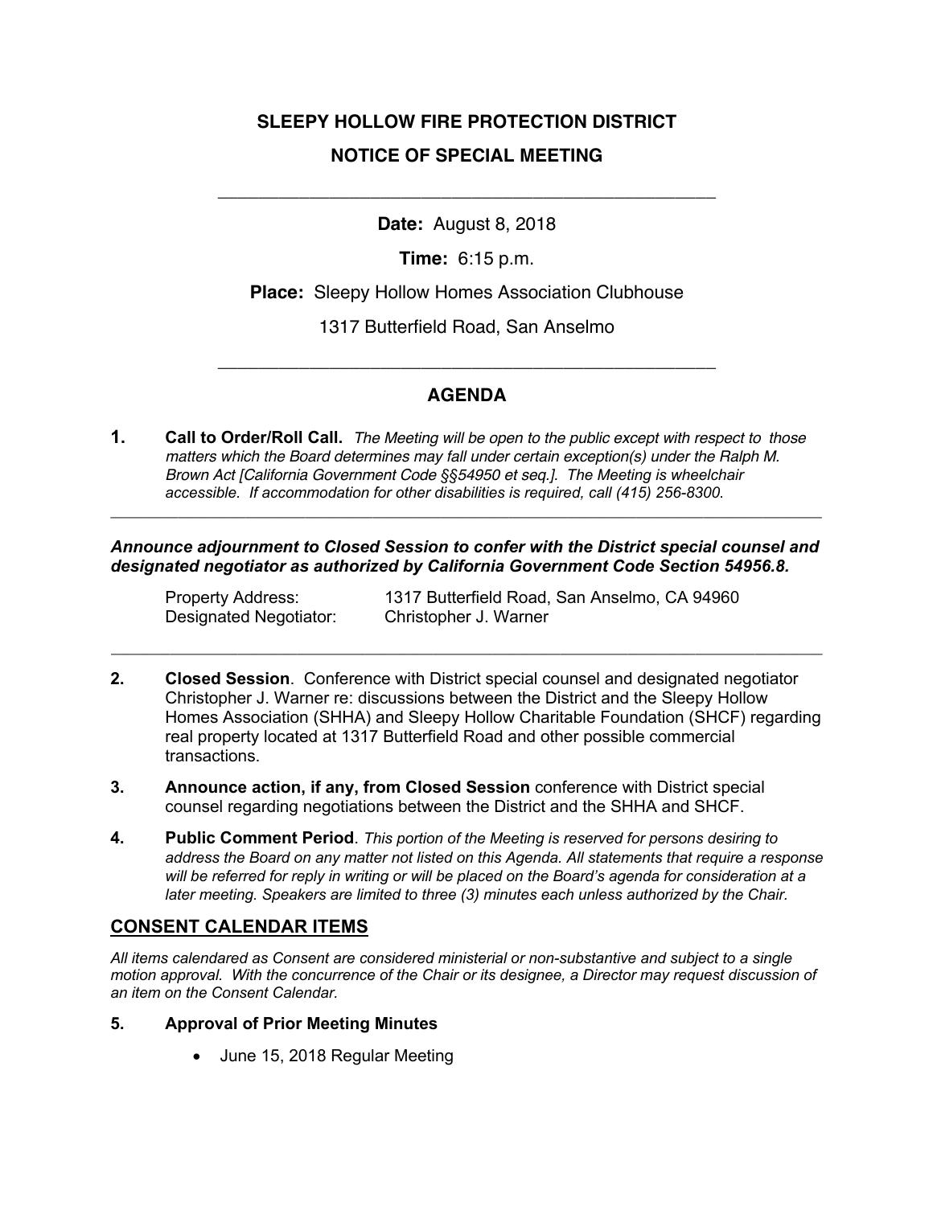# SLEEPY HOLLOW FIRE PROTECTION DISTRICT

## NOTICE OF SPECIAL MEETING

---

**Date:** August 8, 2018

**Time:** 6:15 p.m.

**Place:** Sleepy Hollow Homes Association Clubhouse

1317 Butterfield Road, San Anselmo

---

## AGENDA

**1. Call to Order/Roll Call.** *The Meeting will be open to the public except with respect to those matters which the Board determines may fall under certain exception(s) under the Ralph M. Brown Act [California Government Code §§54950 et seq.]. The Meeting is wheelchair accessible. If accommodation for other disabilities is required, call (415) 256-8300.*

---

***Announce adjournment to Closed Session to confer with the District special counsel and designated negotiator as authorized by California Government Code Section 54956.8.***

| | |
|---|---|
| Property Address: | 1317 Butterfield Road, San Anselmo, CA 94960 |
| Designated Negotiator: | Christopher J. Warner |

---

**2. Closed Session**. Conference with District special counsel and designated negotiator Christopher J. Warner re: discussions between the District and the Sleepy Hollow Homes Association (SHHA) and Sleepy Hollow Charitable Foundation (SHCF) regarding real property located at 1317 Butterfield Road and other possible commercial transactions.

**3. Announce action, if any, from Closed Session** conference with District special counsel regarding negotiations between the District and the SHHA and SHCF.

**4. Public Comment Period**. *This portion of the Meeting is reserved for persons desiring to address the Board on any matter not listed on this Agenda. All statements that require a response will be referred for reply in writing or will be placed on the Board's agenda for consideration at a later meeting. Speakers are limited to three (3) minutes each unless authorized by the Chair.*

## CONSENT CALENDAR ITEMS

*All items calendared as Consent are considered ministerial or non-substantive and subject to a single motion approval. With the concurrence of the Chair or its designee, a Director may request discussion of an item on the Consent Calendar.*

**5. Approval of Prior Meeting Minutes**

- June 15, 2018 Regular Meeting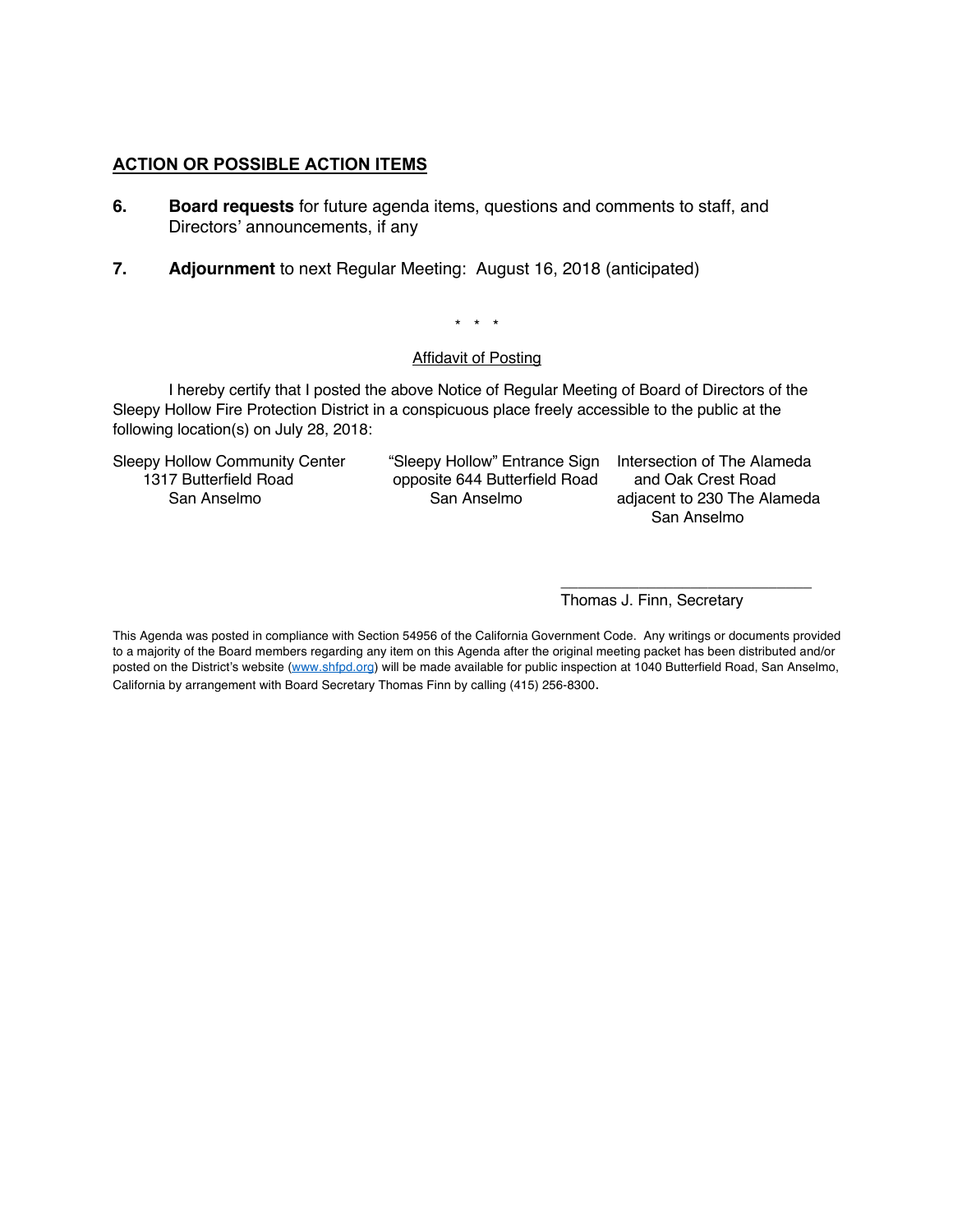## ACTION OR POSSIBLE ACTION ITEMS

**6.** **Board requests** for future agenda items, questions and comments to staff, and Directors' announcements, if any

**7.** **Adjournment** to next Regular Meeting: August 16, 2018 (anticipated)

\* \* \*

Affidavit of Posting

I hereby certify that I posted the above Notice of Regular Meeting of Board of Directors of the Sleepy Hollow Fire Protection District in a conspicuous place freely accessible to the public at the following location(s) on July 28, 2018:

| | | |
|---|---|---|
| Sleepy Hollow Community Center<br>1317 Butterfield Road<br>San Anselmo | "Sleepy Hollow" Entrance Sign<br>opposite 644 Butterfield Road<br>San Anselmo | Intersection of The Alameda<br>and Oak Crest Road<br>adjacent to 230 The Alameda<br>San Anselmo |

\_\_\_\_\_\_\_\_\_\_\_\_\_\_\_\_\_\_\_\_\_\_\_\_\_\_\_\_\_\_
Thomas J. Finn, Secretary

This Agenda was posted in compliance with Section 54956 of the California Government Code. Any writings or documents provided to a majority of the Board members regarding any item on this Agenda after the original meeting packet has been distributed and/or posted on the District's website (www.shfpd.org) will be made available for public inspection at 1040 Butterfield Road, San Anselmo, California by arrangement with Board Secretary Thomas Finn by calling (415) 256-8300.